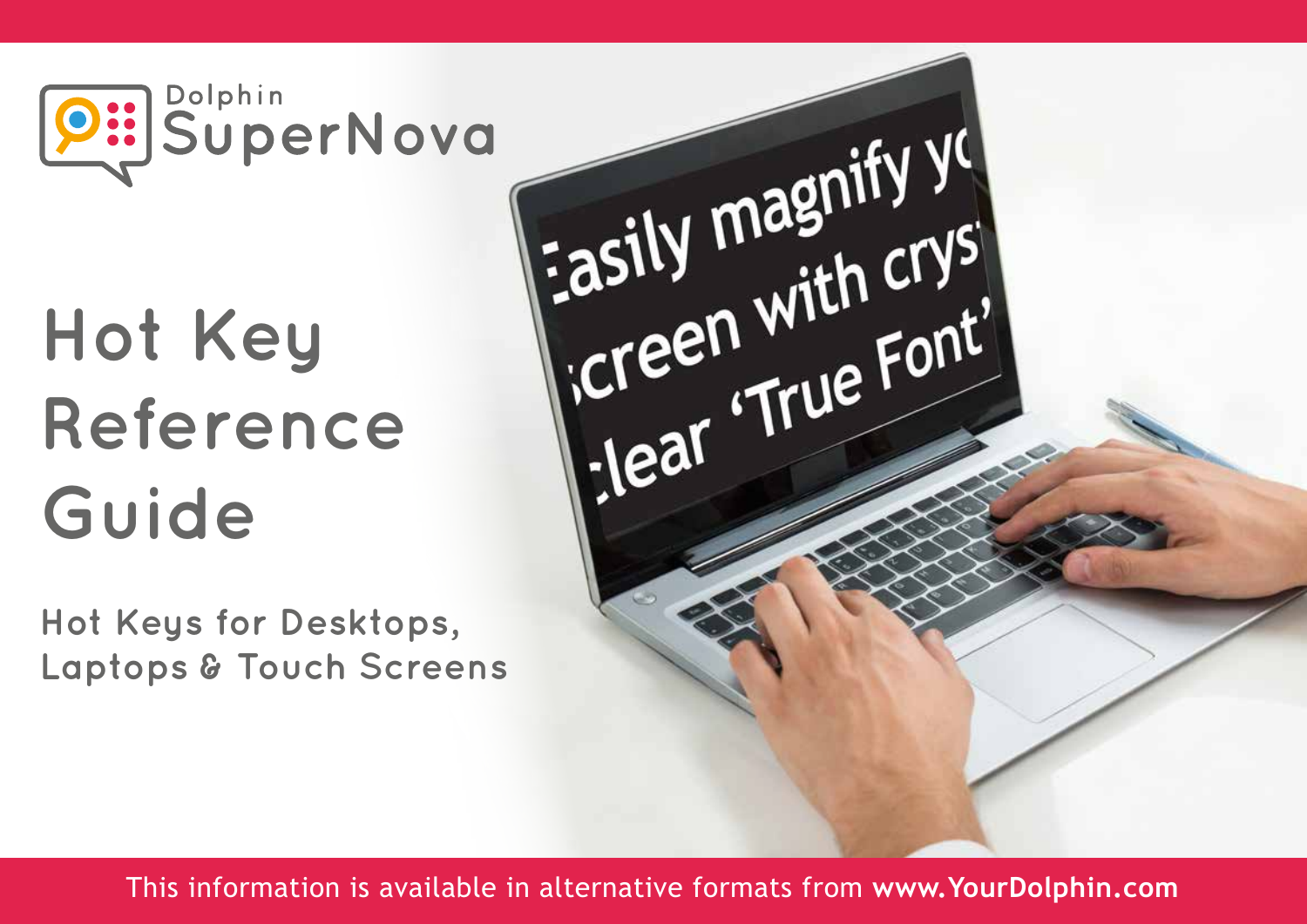Dolphin SuperNova

# Hot Key Reference Guide

## Hot Keys for Desktops, Laptops & Touch Screens

This information is available in alternative formats from **www.YourDolphin.com**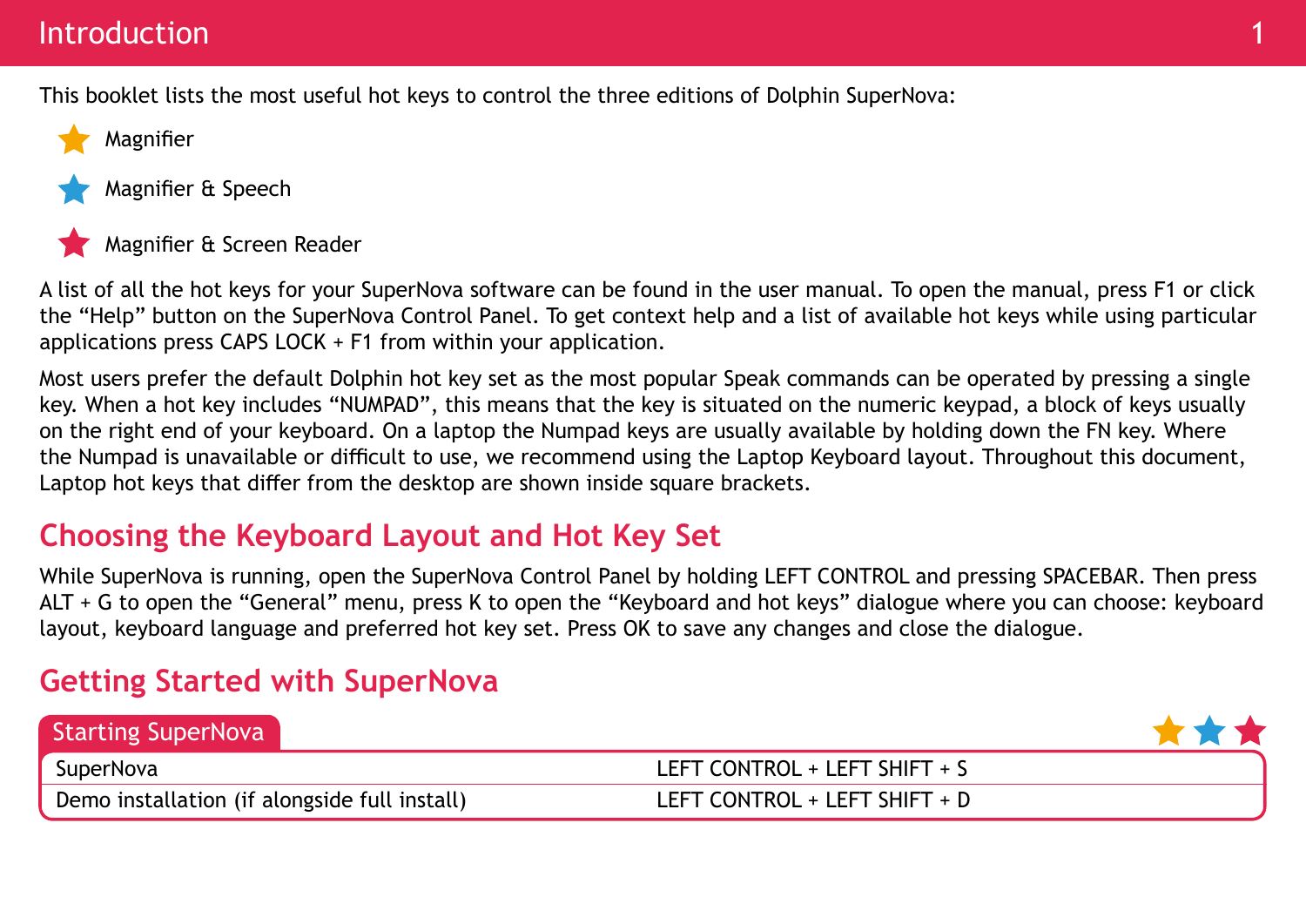# Introduction

This booklet lists the most useful hot keys to control the three editions of Dolphin SuperNova:

- ★ Magnifier
- ★ Magnifier & Speech
- ★ Magnifier & Screen Reader

A list of all the hot keys for your SuperNova software can be found in the user manual. To open the manual, press F1 or click the "Help" button on the SuperNova Control Panel. To get context help and a list of available hot keys while using particular applications press CAPS LOCK + F1 from within your application.

Most users prefer the default Dolphin hot key set as the most popular Speak commands can be operated by pressing a single key. When a hot key includes "NUMPAD", this means that the key is situated on the numeric keypad, a block of keys usually on the right end of your keyboard. On a laptop the Numpad keys are usually available by holding down the FN key. Where the Numpad is unavailable or difficult to use, we recommend using the Laptop Keyboard layout. Throughout this document, Laptop hot keys that differ from the desktop are shown inside square brackets.

## Choosing the Keyboard Layout and Hot Key Set

While SuperNova is running, open the SuperNova Control Panel by holding LEFT CONTROL and pressing SPACEBAR. Then press ALT + G to open the "General" menu, press K to open the "Keyboard and hot keys" dialogue where you can choose: keyboard layout, keyboard language and preferred hot key set. Press OK to save any changes and close the dialogue.

## Getting Started with SuperNova

### Starting SuperNova

★ ★ ★

| Starting SuperNova | |
|---|---|
| SuperNova | LEFT CONTROL + LEFT SHIFT + S |
| Demo installation (if alongside full install) | LEFT CONTROL + LEFT SHIFT + D |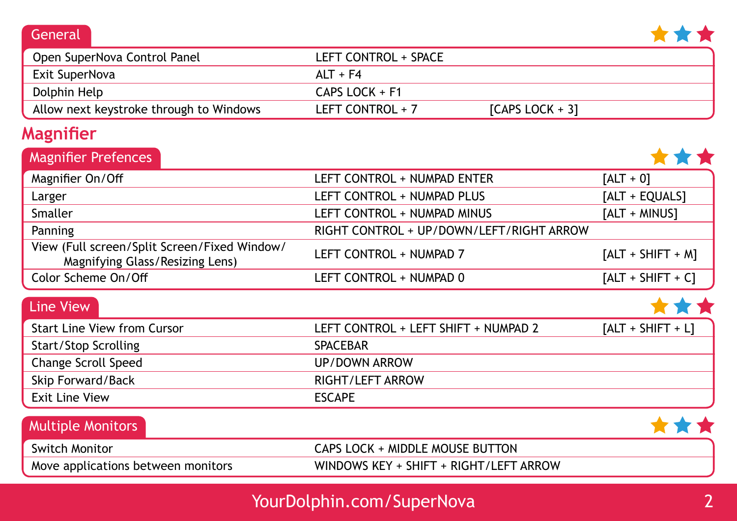## General

| | | |
|---|---|---|
| Open SuperNova Control Panel | LEFT CONTROL + SPACE | |
| Exit SuperNova | ALT + F4 | |
| Dolphin Help | CAPS LOCK + F1 | |
| Allow next keystroke through to Windows | LEFT CONTROL + 7 | [CAPS LOCK + 3] |

# Magnifier

## Magnifier Prefences

| | | |
|---|---|---|
| Magnifier On/Off | LEFT CONTROL + NUMPAD ENTER | [ALT + 0] |
| Larger | LEFT CONTROL + NUMPAD PLUS | [ALT + EQUALS] |
| Smaller | LEFT CONTROL + NUMPAD MINUS | [ALT + MINUS] |
| Panning | RIGHT CONTROL + UP/DOWN/LEFT/RIGHT ARROW | |
| View (Full screen/Split Screen/Fixed Window/ Magnifying Glass/Resizing Lens) | LEFT CONTROL + NUMPAD 7 | [ALT + SHIFT + M] |
| Color Scheme On/Off | LEFT CONTROL + NUMPAD 0 | [ALT + SHIFT + C] |

## Line View

| | | |
|---|---|---|
| Start Line View from Cursor | LEFT CONTROL + LEFT SHIFT + NUMPAD 2 | [ALT + SHIFT + L] |
| Start/Stop Scrolling | SPACEBAR | |
| Change Scroll Speed | UP/DOWN ARROW | |
| Skip Forward/Back | RIGHT/LEFT ARROW | |
| Exit Line View | ESCAPE | |

## Multiple Monitors

| | |
|---|---|
| Switch Monitor | CAPS LOCK + MIDDLE MOUSE BUTTON |
| Move applications between monitors | WINDOWS KEY + SHIFT + RIGHT/LEFT ARROW |

YourDolphin.com/SuperNova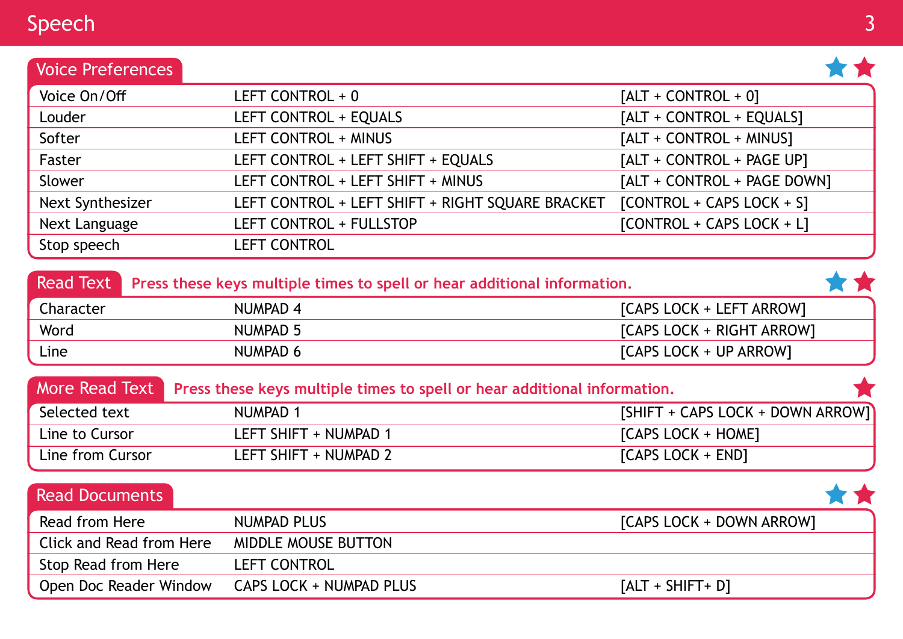# Speech

## Voice Preferences

| | | |
|---|---|---|
| Voice On/Off | LEFT CONTROL + 0 | [ALT + CONTROL + 0] |
| Louder | LEFT CONTROL + EQUALS | [ALT + CONTROL + EQUALS] |
| Softer | LEFT CONTROL + MINUS | [ALT + CONTROL + MINUS] |
| Faster | LEFT CONTROL + LEFT SHIFT + EQUALS | [ALT + CONTROL + PAGE UP] |
| Slower | LEFT CONTROL + LEFT SHIFT + MINUS | [ALT + CONTROL + PAGE DOWN] |
| Next Synthesizer | LEFT CONTROL + LEFT SHIFT + RIGHT SQUARE BRACKET | [CONTROL + CAPS LOCK + S] |
| Next Language | LEFT CONTROL + FULLSTOP | [CONTROL + CAPS LOCK + L] |
| Stop speech | LEFT CONTROL | |

## Read Text

**Press these keys multiple times to spell or hear additional information.**

| | | |
|---|---|---|
| Character | NUMPAD 4 | [CAPS LOCK + LEFT ARROW] |
| Word | NUMPAD 5 | [CAPS LOCK + RIGHT ARROW] |
| Line | NUMPAD 6 | [CAPS LOCK + UP ARROW] |

## More Read Text

**Press these keys multiple times to spell or hear additional information.**

| | | |
|---|---|---|
| Selected text | NUMPAD 1 | [SHIFT + CAPS LOCK + DOWN ARROW] |
| Line to Cursor | LEFT SHIFT + NUMPAD 1 | [CAPS LOCK + HOME] |
| Line from Cursor | LEFT SHIFT + NUMPAD 2 | [CAPS LOCK + END] |

## Read Documents

| | | |
|---|---|---|
| Read from Here | NUMPAD PLUS | [CAPS LOCK + DOWN ARROW] |
| Click and Read from Here | MIDDLE MOUSE BUTTON | |
| Stop Read from Here | LEFT CONTROL | |
| Open Doc Reader Window | CAPS LOCK + NUMPAD PLUS | [ALT + SHIFT+ D] |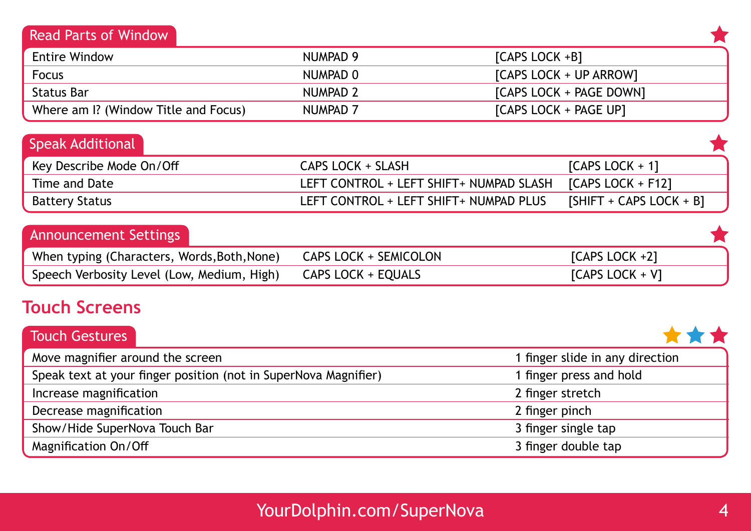### Read Parts of Window

| | | |
|---|---|---|
| Entire Window | NUMPAD 9 | [CAPS LOCK +B] |
| Focus | NUMPAD 0 | [CAPS LOCK + UP ARROW] |
| Status Bar | NUMPAD 2 | [CAPS LOCK + PAGE DOWN] |
| Where am I? (Window Title and Focus) | NUMPAD 7 | [CAPS LOCK + PAGE UP] |

### Speak Additional

| | | |
|---|---|---|
| Key Describe Mode On/Off | CAPS LOCK + SLASH | [CAPS LOCK + 1] |
| Time and Date | LEFT CONTROL + LEFT SHIFT+ NUMPAD SLASH | [CAPS LOCK + F12] |
| Battery Status | LEFT CONTROL + LEFT SHIFT+ NUMPAD PLUS | [SHIFT + CAPS LOCK + B] |

### Announcement Settings

| | | |
|---|---|---|
| When typing (Characters, Words,Both,None) | CAPS LOCK + SEMICOLON | [CAPS LOCK +2] |
| Speech Verbosity Level (Low, Medium, High) | CAPS LOCK + EQUALS | [CAPS LOCK + V] |

## Touch Screens

### Touch Gestures

| | |
|---|---|
| Move magnifier around the screen | 1 finger slide in any direction |
| Speak text at your finger position (not in SuperNova Magnifier) | 1 finger press and hold |
| Increase magnification | 2 finger stretch |
| Decrease magnification | 2 finger pinch |
| Show/Hide SuperNova Touch Bar | 3 finger single tap |
| Magnification On/Off | 3 finger double tap |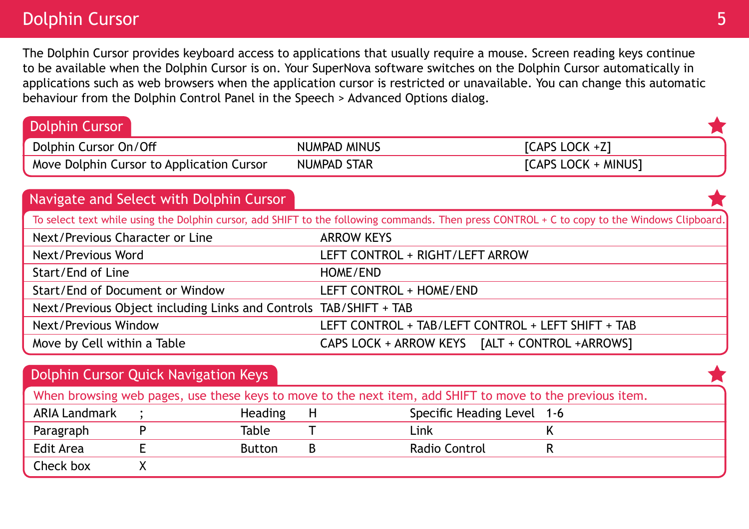# Dolphin Cursor

The Dolphin Cursor provides keyboard access to applications that usually require a mouse. Screen reading keys continue to be available when the Dolphin Cursor is on. Your SuperNova software switches on the Dolphin Cursor automatically in applications such as web browsers when the application cursor is restricted or unavailable. You can change this automatic behaviour from the Dolphin Control Panel in the Speech > Advanced Options dialog.

## Dolphin Cursor

| | | |
|---|---|---|
| Dolphin Cursor On/Off | NUMPAD MINUS | [CAPS LOCK +Z] |
| Move Dolphin Cursor to Application Cursor | NUMPAD STAR | [CAPS LOCK + MINUS] |

## Navigate and Select with Dolphin Cursor

To select text while using the Dolphin cursor, add SHIFT to the following commands. Then press CONTROL + C to copy to the Windows Clipboard.

| | |
|---|---|
| Next/Previous Character or Line | ARROW KEYS |
| Next/Previous Word | LEFT CONTROL + RIGHT/LEFT ARROW |
| Start/End of Line | HOME/END |
| Start/End of Document or Window | LEFT CONTROL + HOME/END |
| Next/Previous Object including Links and Controls | TAB/SHIFT + TAB |
| Next/Previous Window | LEFT CONTROL + TAB/LEFT CONTROL + LEFT SHIFT + TAB |
| Move by Cell within a Table | CAPS LOCK + ARROW KEYS [ALT + CONTROL +ARROWS] |

## Dolphin Cursor Quick Navigation Keys

When browsing web pages, use these keys to move to the next item, add SHIFT to move to the previous item.

| | | | | | |
|---|---|---|---|---|---|
| ARIA Landmark | ; | Heading | H | Specific Heading Level | 1-6 |
| Paragraph | P | Table | T | Link | K |
| Edit Area | E | Button | B | Radio Control | R |
| Check box | X | | | | |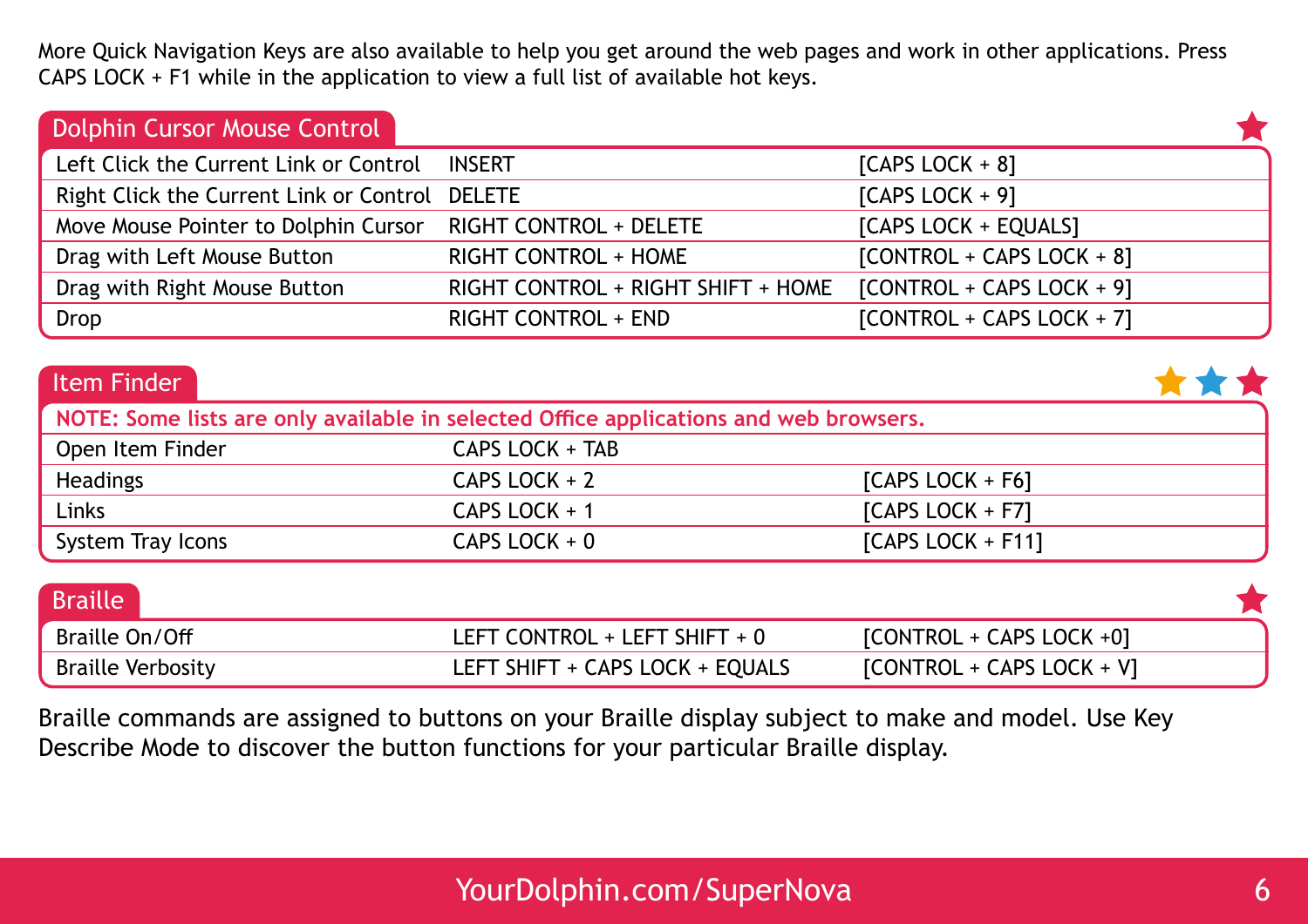More Quick Navigation Keys are also available to help you get around the web pages and work in other applications. Press CAPS LOCK + F1 while in the application to view a full list of available hot keys.

## Dolphin Cursor Mouse Control

| | | |
|---|---|---|
| Left Click the Current Link or Control | INSERT | [CAPS LOCK + 8] |
| Right Click the Current Link or Control | DELETE | [CAPS LOCK + 9] |
| Move Mouse Pointer to Dolphin Cursor | RIGHT CONTROL + DELETE | [CAPS LOCK + EQUALS] |
| Drag with Left Mouse Button | RIGHT CONTROL + HOME | [CONTROL + CAPS LOCK + 8] |
| Drag with Right Mouse Button | RIGHT CONTROL + RIGHT SHIFT + HOME | [CONTROL + CAPS LOCK + 9] |
| Drop | RIGHT CONTROL + END | [CONTROL + CAPS LOCK + 7] |

## Item Finder

**NOTE: Some lists are only available in selected Office applications and web browsers.**

| | | |
|---|---|---|
| Open Item Finder | CAPS LOCK + TAB | |
| Headings | CAPS LOCK + 2 | [CAPS LOCK + F6] |
| Links | CAPS LOCK + 1 | [CAPS LOCK + F7] |
| System Tray Icons | CAPS LOCK + 0 | [CAPS LOCK + F11] |

## Braille

| | | |
|---|---|---|
| Braille On/Off | LEFT CONTROL + LEFT SHIFT + 0 | [CONTROL + CAPS LOCK +0] |
| Braille Verbosity | LEFT SHIFT + CAPS LOCK + EQUALS | [CONTROL + CAPS LOCK + V] |

Braille commands are assigned to buttons on your Braille display subject to make and model. Use Key Describe Mode to discover the button functions for your particular Braille display.

YourDolphin.com/SuperNova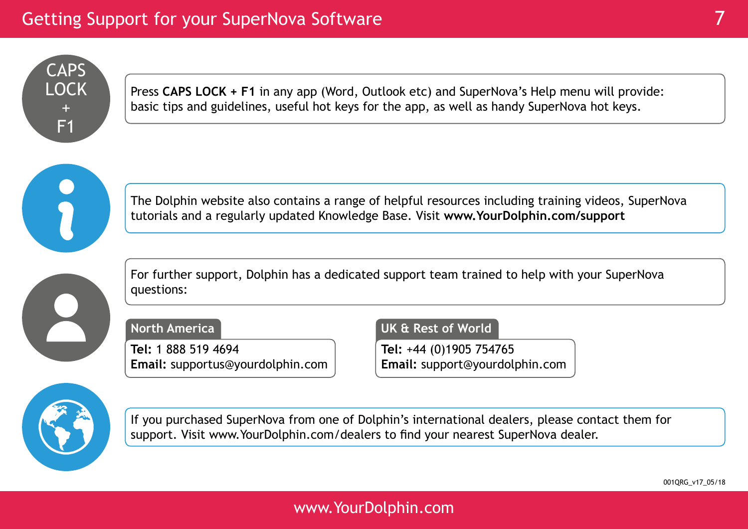# Getting Support for your SuperNova Software

CAPS LOCK + F1

Press **CAPS LOCK + F1** in any app (Word, Outlook etc) and SuperNova's Help menu will provide: basic tips and guidelines, useful hot keys for the app, as well as handy SuperNova hot keys.

The Dolphin website also contains a range of helpful resources including training videos, SuperNova tutorials and a regularly updated Knowledge Base. Visit **www.YourDolphin.com/support**

For further support, Dolphin has a dedicated support team trained to help with your SuperNova questions:

**North America**

**Tel:** 1 888 519 4694
**Email:** supportus@yourdolphin.com

**UK & Rest of World**

**Tel:** +44 (0)1905 754765
**Email:** support@yourdolphin.com

If you purchased SuperNova from one of Dolphin's international dealers, please contact them for support. Visit www.YourDolphin.com/dealers to find your nearest SuperNova dealer.

001QRG_v17_05/18

www.YourDolphin.com